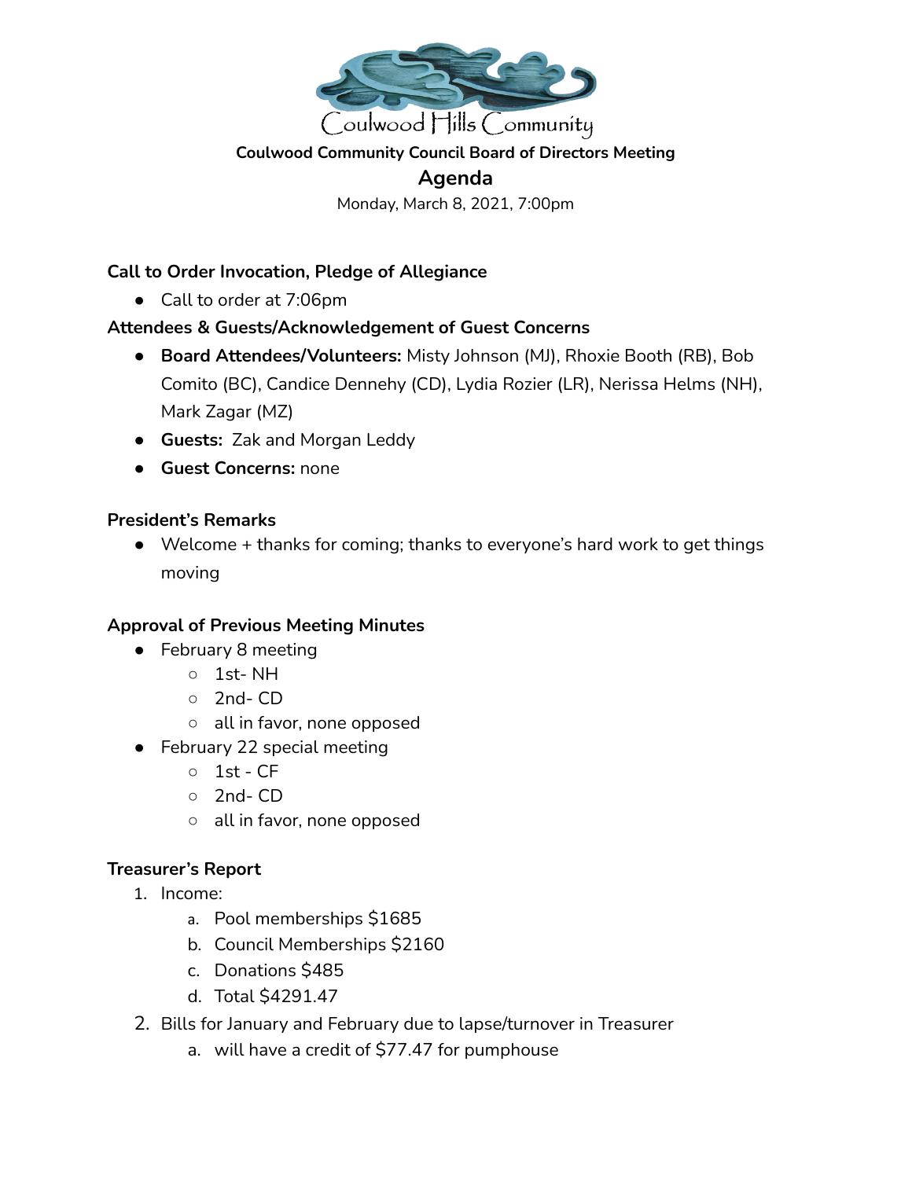Coulwood Hills Community

**Coulwood Community Council Board of Directors Meeting**

# Agenda

Monday, March 8, 2021, 7:00pm

**Call to Order Invocation, Pledge of Allegiance**

- Call to order at 7:06pm

**Attendees & Guests/Acknowledgement of Guest Concerns**

- **Board Attendees/Volunteers:** Misty Johnson (MJ), Rhoxie Booth (RB), Bob Comito (BC), Candice Dennehy (CD), Lydia Rozier (LR), Nerissa Helms (NH), Mark Zagar (MZ)
- **Guests:** Zak and Morgan Leddy
- **Guest Concerns:** none

**President's Remarks**

- Welcome + thanks for coming; thanks to everyone's hard work to get things moving

**Approval of Previous Meeting Minutes**

- February 8 meeting
  - 1st- NH
  - 2nd- CD
  - all in favor, none opposed
- February 22 special meeting
  - 1st - CF
  - 2nd- CD
  - all in favor, none opposed

**Treasurer's Report**

1. Income:
   a. Pool memberships $1685
   b. Council Memberships $2160
   c. Donations $485
   d. Total $4291.47
2. Bills for January and February due to lapse/turnover in Treasurer
   a. will have a credit of $77.47 for pumphouse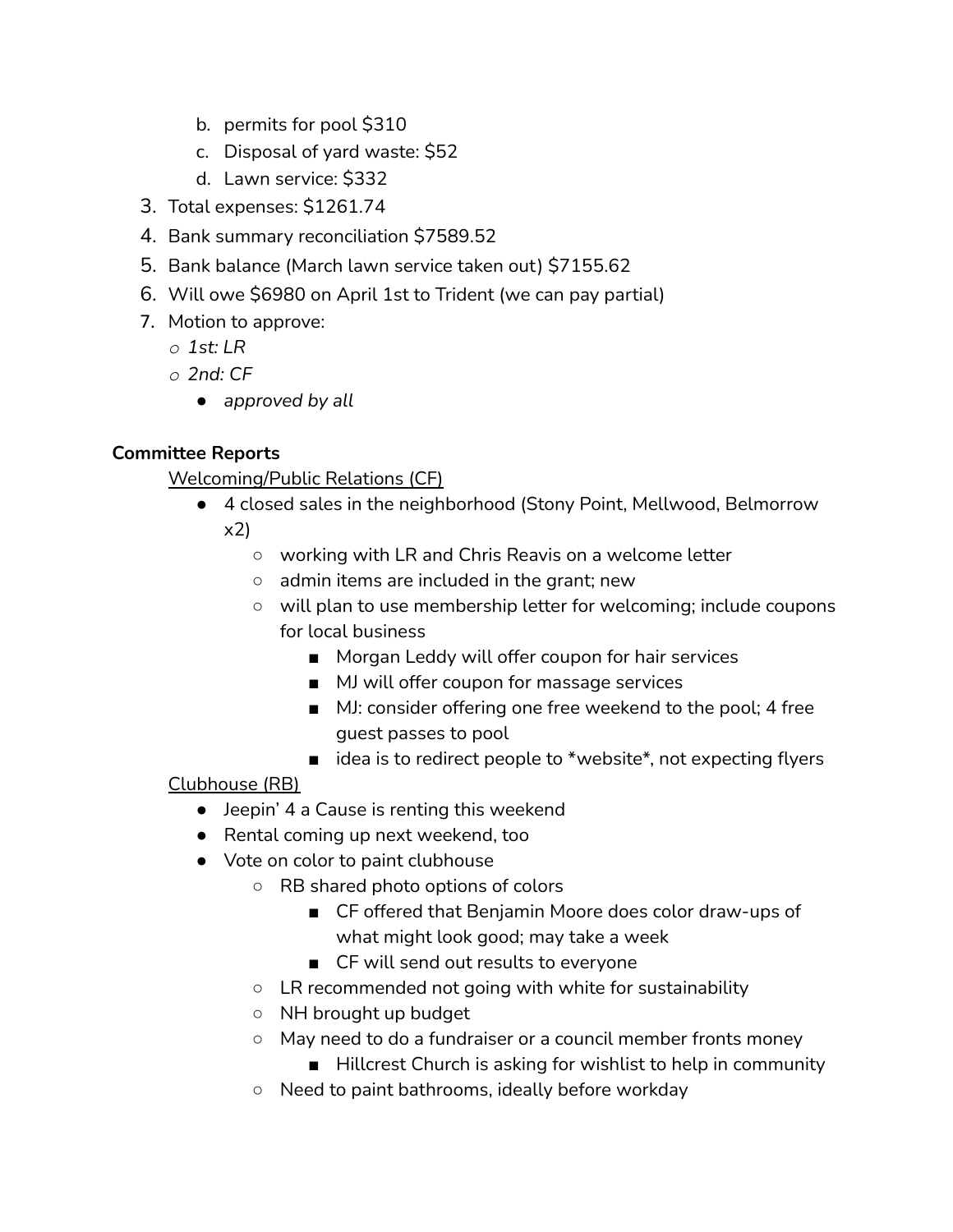b. permits for pool $310
   c. Disposal of yard waste: $52
   d. Lawn service: $332
3. Total expenses: $1261.74
4. Bank summary reconciliation $7589.52
5. Bank balance (March lawn service taken out) $7155.62
6. Will owe $6980 on April 1st to Trident (we can pay partial)
7. Motion to approve:
   - *1st: LR*
   - *2nd: CF*
     - *approved by all*

**Committee Reports**

<u>Welcoming/Public Relations (CF)</u>

- 4 closed sales in the neighborhood (Stony Point, Mellwood, Belmorrow x2)
  - working with LR and Chris Reavis on a welcome letter
  - admin items are included in the grant; new
  - will plan to use membership letter for welcoming; include coupons for local business
    - Morgan Leddy will offer coupon for hair services
    - MJ will offer coupon for massage services
    - MJ: consider offering one free weekend to the pool; 4 free guest passes to pool
    - idea is to redirect people to *website*, not expecting flyers

<u>Clubhouse (RB)</u>

- Jeepin' 4 a Cause is renting this weekend
- Rental coming up next weekend, too
- Vote on color to paint clubhouse
  - RB shared photo options of colors
    - CF offered that Benjamin Moore does color draw-ups of what might look good; may take a week
    - CF will send out results to everyone
  - LR recommended not going with white for sustainability
  - NH brought up budget
  - May need to do a fundraiser or a council member fronts money
    - Hillcrest Church is asking for wishlist to help in community
  - Need to paint bathrooms, ideally before workday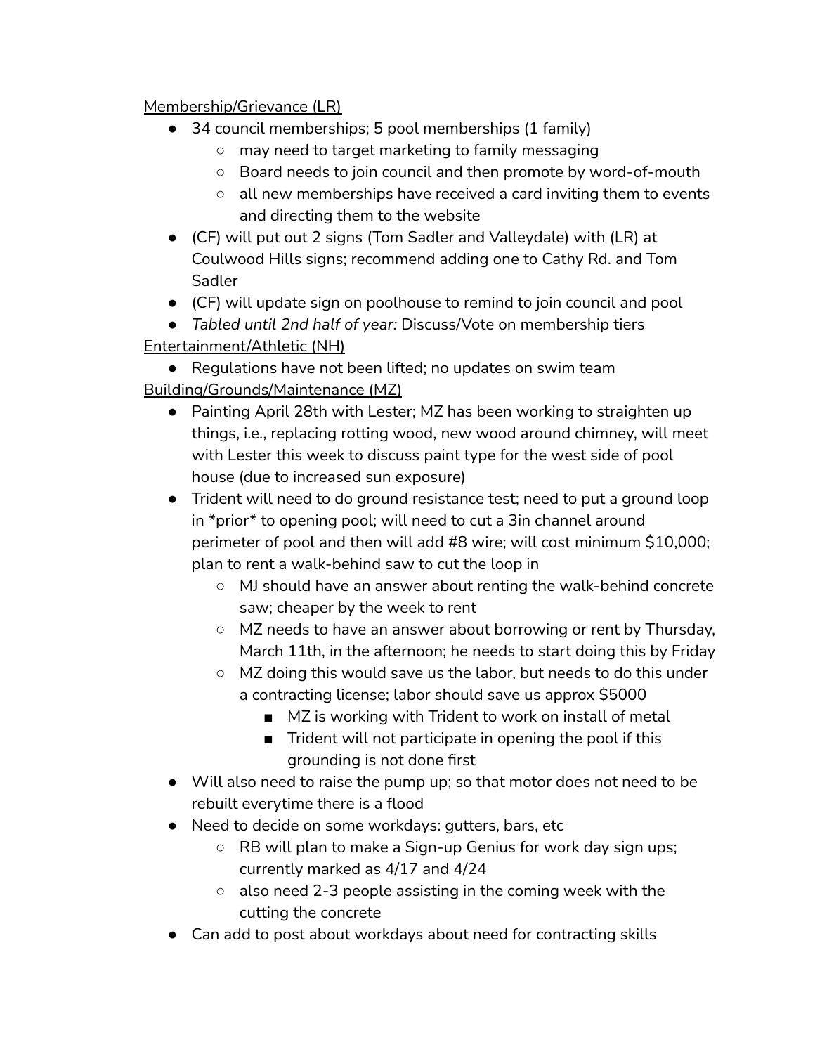<u>Membership/Grievance (LR)</u>

- 34 council memberships; 5 pool memberships (1 family)
    - may need to target marketing to family messaging
    - Board needs to join council and then promote by word-of-mouth
    - all new memberships have received a card inviting them to events and directing them to the website
- (CF) will put out 2 signs (Tom Sadler and Valleydale) with (LR) at Coulwood Hills signs; recommend adding one to Cathy Rd. and Tom Sadler
- (CF) will update sign on poolhouse to remind to join council and pool
- *Tabled until 2nd half of year:* Discuss/Vote on membership tiers

<u>Entertainment/Athletic (NH)</u>

- Regulations have not been lifted; no updates on swim team

<u>Building/Grounds/Maintenance (MZ)</u>

- Painting April 28th with Lester; MZ has been working to straighten up things, i.e., replacing rotting wood, new wood around chimney, will meet with Lester this week to discuss paint type for the west side of pool house (due to increased sun exposure)
- Trident will need to do ground resistance test; need to put a ground loop in *prior* to opening pool; will need to cut a 3in channel around perimeter of pool and then will add #8 wire; will cost minimum $10,000; plan to rent a walk-behind saw to cut the loop in
    - MJ should have an answer about renting the walk-behind concrete saw; cheaper by the week to rent
    - MZ needs to have an answer about borrowing or rent by Thursday, March 11th, in the afternoon; he needs to start doing this by Friday
    - MZ doing this would save us the labor, but needs to do this under a contracting license; labor should save us approx $5000
        - MZ is working with Trident to work on install of metal
        - Trident will not participate in opening the pool if this grounding is not done first
- Will also need to raise the pump up; so that motor does not need to be rebuilt everytime there is a flood
- Need to decide on some workdays: gutters, bars, etc
    - RB will plan to make a Sign-up Genius for work day sign ups; currently marked as 4/17 and 4/24
    - also need 2-3 people assisting in the coming week with the cutting the concrete
- Can add to post about workdays about need for contracting skills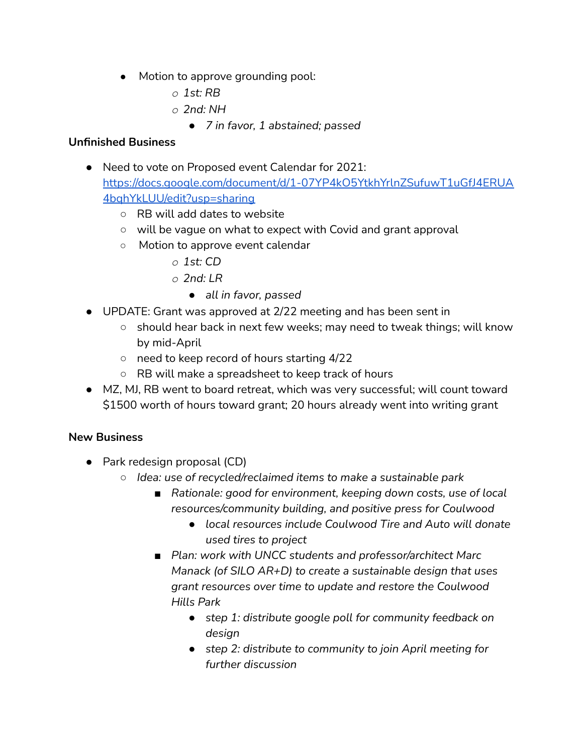- Motion to approve grounding pool:
    - *1st: RB*
    - *2nd: NH*
        - *7 in favor, 1 abstained; passed*

**Unfinished Business**

- Need to vote on Proposed event Calendar for 2021: [https://docs.google.com/document/d/1-07YP4kO5YtkhYrlnZSufuwT1uGfJ4ERUA4bqhYkLUU/edit?usp=sharing](https://docs.google.com/document/d/1-07YP4kO5YtkhYrlnZSufuwT1uGfJ4ERUA4bqhYkLUU/edit?usp=sharing)
    - RB will add dates to website
    - will be vague on what to expect with Covid and grant approval
    - Motion to approve event calendar
        - *1st: CD*
        - *2nd: LR*
            - *all in favor, passed*
- UPDATE: Grant was approved at 2/22 meeting and has been sent in
    - should hear back in next few weeks; may need to tweak things; will know by mid-April
    - need to keep record of hours starting 4/22
    - RB will make a spreadsheet to keep track of hours
- MZ, MJ, RB went to board retreat, which was very successful; will count toward $1500 worth of hours toward grant; 20 hours already went into writing grant

**New Business**

- Park redesign proposal (CD)
    - *Idea: use of recycled/reclaimed items to make a sustainable park*
        - *Rationale: good for environment, keeping down costs, use of local resources/community building, and positive press for Coulwood*
            - *local resources include Coulwood Tire and Auto will donate used tires to project*
        - *Plan: work with UNCC students and professor/architect Marc Manack (of SILO AR+D) to create a sustainable design that uses grant resources over time to update and restore the Coulwood Hills Park*
            - *step 1: distribute google poll for community feedback on design*
            - *step 2: distribute to community to join April meeting for further discussion*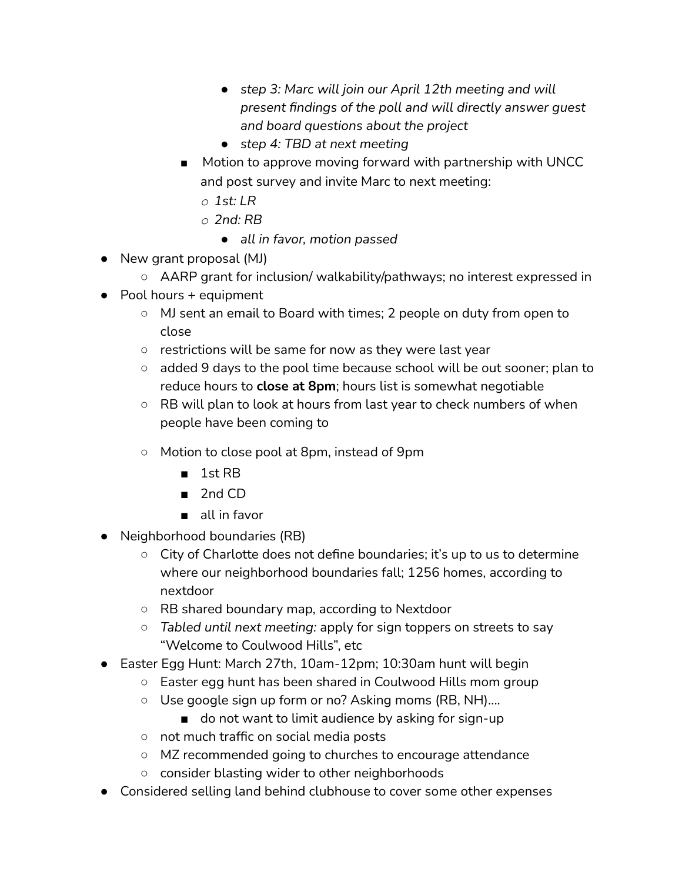- *step 3: Marc will join our April 12th meeting and will present findings of the poll and will directly answer guest and board questions about the project*
      - *step 4: TBD at next meeting*
    - Motion to approve moving forward with partnership with UNCC and post survey and invite Marc to next meeting:
      - *1st: LR*
      - *2nd: RB*
        - *all in favor, motion passed*
- New grant proposal (MJ)
  - AARP grant for inclusion/ walkability/pathways; no interest expressed in
- Pool hours + equipment
  - MJ sent an email to Board with times; 2 people on duty from open to close
  - restrictions will be same for now as they were last year
  - added 9 days to the pool time because school will be out sooner; plan to reduce hours to **close at 8pm**; hours list is somewhat negotiable
  - RB will plan to look at hours from last year to check numbers of when people have been coming to
  - Motion to close pool at 8pm, instead of 9pm
    - 1st RB
    - 2nd CD
    - all in favor
- Neighborhood boundaries (RB)
  - City of Charlotte does not define boundaries; it's up to us to determine where our neighborhood boundaries fall; 1256 homes, according to nextdoor
  - RB shared boundary map, according to Nextdoor
  - *Tabled until next meeting:* apply for sign toppers on streets to say "Welcome to Coulwood Hills", etc
- Easter Egg Hunt: March 27th, 10am-12pm; 10:30am hunt will begin
  - Easter egg hunt has been shared in Coulwood Hills mom group
  - Use google sign up form or no? Asking moms (RB, NH)....
    - do not want to limit audience by asking for sign-up
  - not much traffic on social media posts
  - MZ recommended going to churches to encourage attendance
  - consider blasting wider to other neighborhoods
- Considered selling land behind clubhouse to cover some other expenses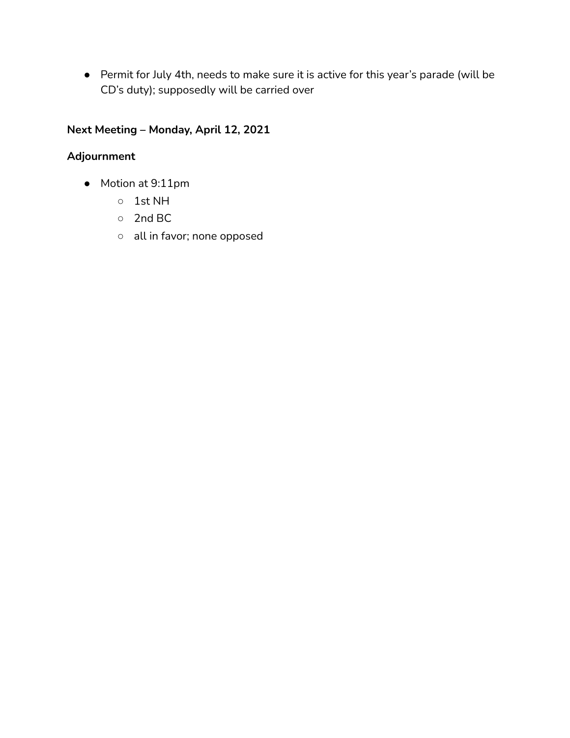- Permit for July 4th, needs to make sure it is active for this year's parade (will be CD's duty); supposedly will be carried over

**Next Meeting – Monday, April 12, 2021**

**Adjournment**

- Motion at 9:11pm
  - 1st NH
  - 2nd BC
  - all in favor; none opposed